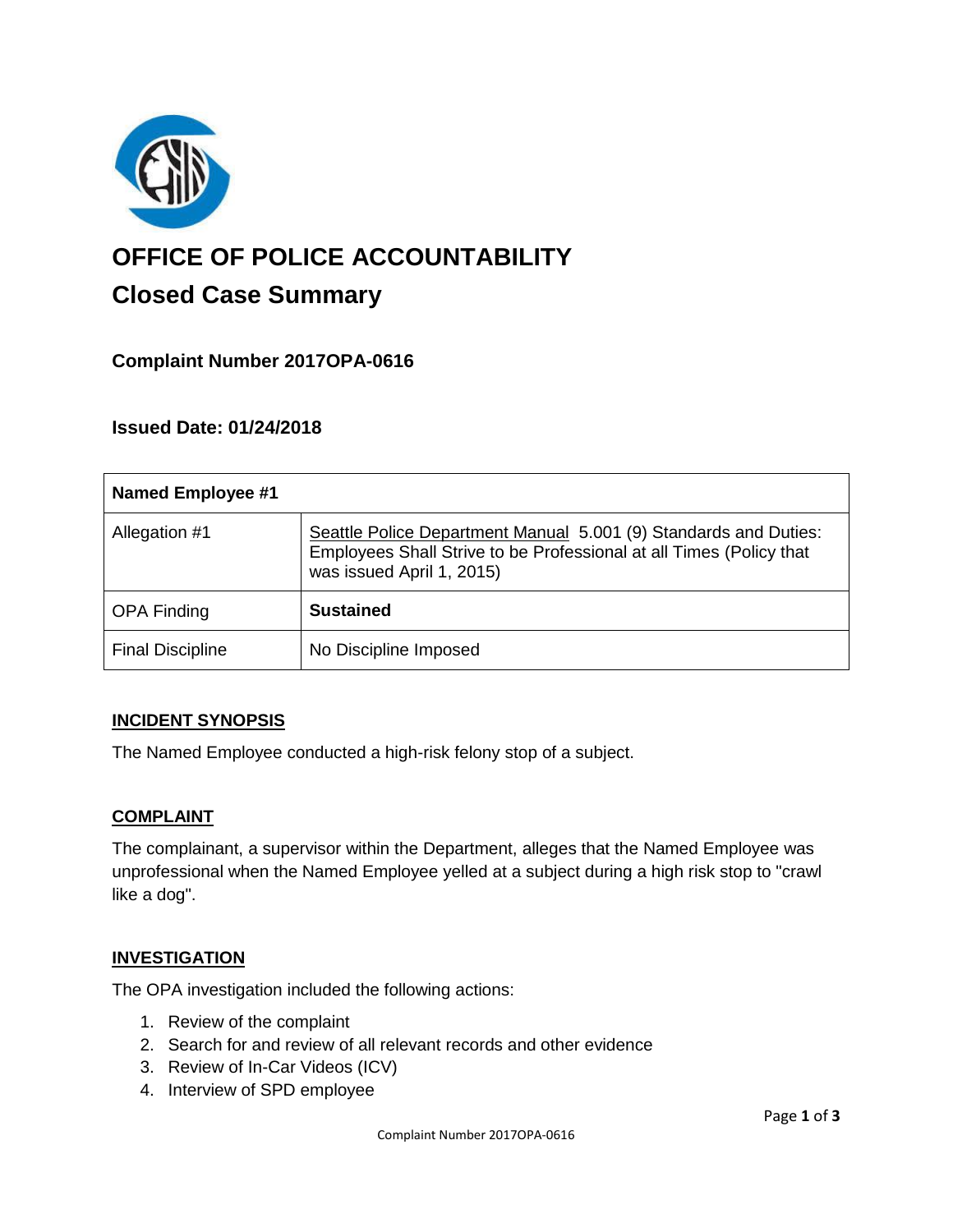# OFFICE OF POLICE ACCOUNTABILITY

## Closed Case Summary

### Complaint Number 2017OPA-0616

### Issued Date: 01/24/2018

| Named Employee #1 | |
|---|---|
| Allegation #1 | Seattle Police Department Manual 5.001 (9) Standards and Duties: Employees Shall Strive to be Professional at all Times (Policy that was issued April 1, 2015) |
| OPA Finding | **Sustained** |
| Final Discipline | No Discipline Imposed |

### INCIDENT SYNOPSIS

The Named Employee conducted a high-risk felony stop of a subject.

### COMPLAINT

The complainant, a supervisor within the Department, alleges that the Named Employee was unprofessional when the Named Employee yelled at a subject during a high risk stop to "crawl like a dog".

### INVESTIGATION

The OPA investigation included the following actions:

1. Review of the complaint
2. Search for and review of all relevant records and other evidence
3. Review of In-Car Videos (ICV)
4. Interview of SPD employee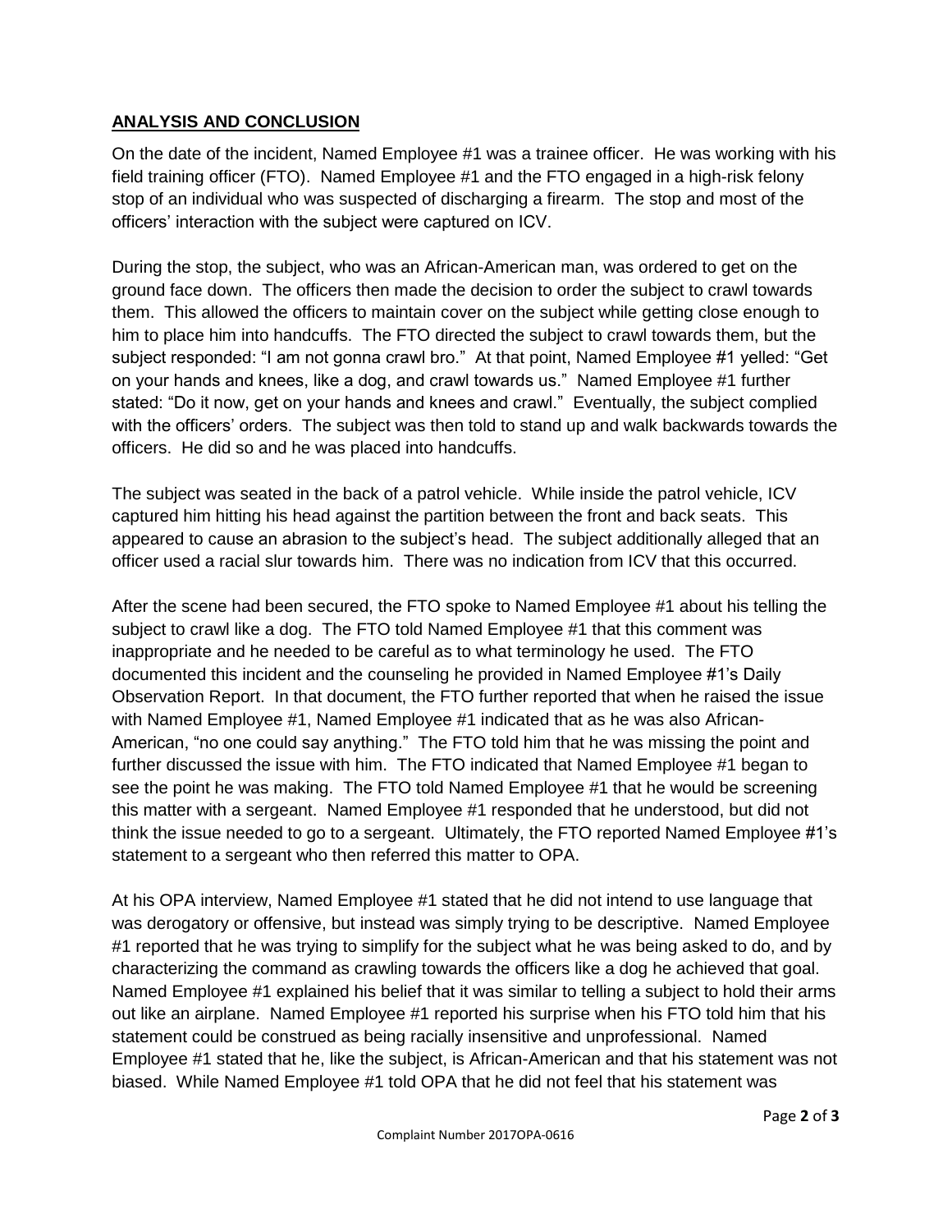## ANALYSIS AND CONCLUSION

On the date of the incident, Named Employee #1 was a trainee officer. He was working with his field training officer (FTO). Named Employee #1 and the FTO engaged in a high-risk felony stop of an individual who was suspected of discharging a firearm. The stop and most of the officers' interaction with the subject were captured on ICV.

During the stop, the subject, who was an African-American man, was ordered to get on the ground face down. The officers then made the decision to order the subject to crawl towards them. This allowed the officers to maintain cover on the subject while getting close enough to him to place him into handcuffs. The FTO directed the subject to crawl towards them, but the subject responded: "I am not gonna crawl bro." At that point, Named Employee #1 yelled: "Get on your hands and knees, like a dog, and crawl towards us." Named Employee #1 further stated: "Do it now, get on your hands and knees and crawl." Eventually, the subject complied with the officers' orders. The subject was then told to stand up and walk backwards towards the officers. He did so and he was placed into handcuffs.

The subject was seated in the back of a patrol vehicle. While inside the patrol vehicle, ICV captured him hitting his head against the partition between the front and back seats. This appeared to cause an abrasion to the subject's head. The subject additionally alleged that an officer used a racial slur towards him. There was no indication from ICV that this occurred.

After the scene had been secured, the FTO spoke to Named Employee #1 about his telling the subject to crawl like a dog. The FTO told Named Employee #1 that this comment was inappropriate and he needed to be careful as to what terminology he used. The FTO documented this incident and the counseling he provided in Named Employee #1's Daily Observation Report. In that document, the FTO further reported that when he raised the issue with Named Employee #1, Named Employee #1 indicated that as he was also African-American, "no one could say anything." The FTO told him that he was missing the point and further discussed the issue with him. The FTO indicated that Named Employee #1 began to see the point he was making. The FTO told Named Employee #1 that he would be screening this matter with a sergeant. Named Employee #1 responded that he understood, but did not think the issue needed to go to a sergeant. Ultimately, the FTO reported Named Employee #1's statement to a sergeant who then referred this matter to OPA.

At his OPA interview, Named Employee #1 stated that he did not intend to use language that was derogatory or offensive, but instead was simply trying to be descriptive. Named Employee #1 reported that he was trying to simplify for the subject what he was being asked to do, and by characterizing the command as crawling towards the officers like a dog he achieved that goal. Named Employee #1 explained his belief that it was similar to telling a subject to hold their arms out like an airplane. Named Employee #1 reported his surprise when his FTO told him that his statement could be construed as being racially insensitive and unprofessional. Named Employee #1 stated that he, like the subject, is African-American and that his statement was not biased. While Named Employee #1 told OPA that he did not feel that his statement was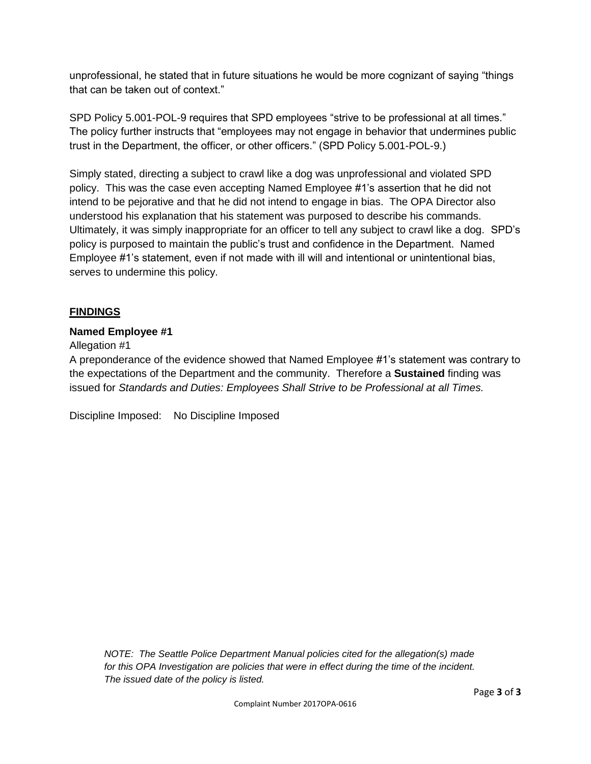unprofessional, he stated that in future situations he would be more cognizant of saying "things that can be taken out of context."

SPD Policy 5.001-POL-9 requires that SPD employees "strive to be professional at all times." The policy further instructs that "employees may not engage in behavior that undermines public trust in the Department, the officer, or other officers." (SPD Policy 5.001-POL-9.)

Simply stated, directing a subject to crawl like a dog was unprofessional and violated SPD policy. This was the case even accepting Named Employee #1's assertion that he did not intend to be pejorative and that he did not intend to engage in bias. The OPA Director also understood his explanation that his statement was purposed to describe his commands. Ultimately, it was simply inappropriate for an officer to tell any subject to crawl like a dog. SPD's policy is purposed to maintain the public's trust and confidence in the Department. Named Employee #1's statement, even if not made with ill will and intentional or unintentional bias, serves to undermine this policy.

## FINDINGS

**Named Employee #1**

Allegation #1

A preponderance of the evidence showed that Named Employee #1's statement was contrary to the expectations of the Department and the community. Therefore a **Sustained** finding was issued for *Standards and Duties: Employees Shall Strive to be Professional at all Times.*

Discipline Imposed: No Discipline Imposed

*NOTE: The Seattle Police Department Manual policies cited for the allegation(s) made for this OPA Investigation are policies that were in effect during the time of the incident. The issued date of the policy is listed.*

Complaint Number 2017OPA-0616